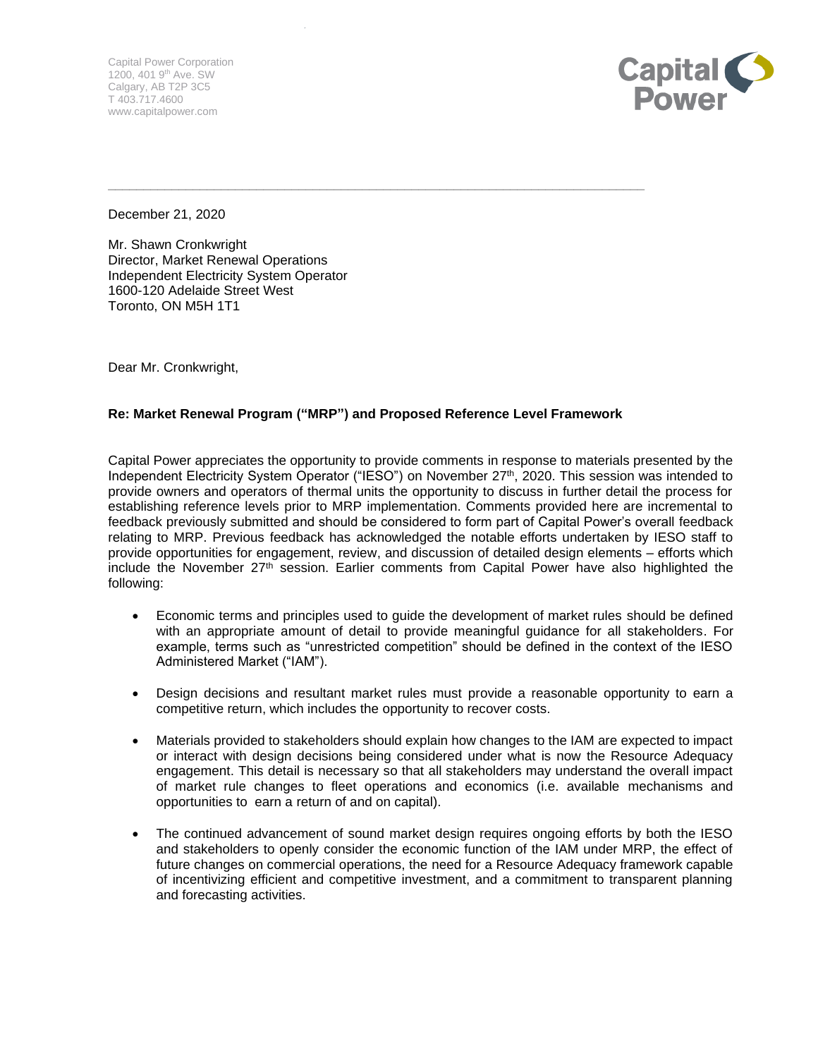Capital Power Corporation
1200, 401 9th Ave. SW
Calgary, AB T2P 3C5
T 403.717.4600
www.capitalpower.com

---

December 21, 2020

Mr. Shawn Cronkwright
Director, Market Renewal Operations
Independent Electricity System Operator
1600-120 Adelaide Street West
Toronto, ON M5H 1T1

Dear Mr. Cronkwright,

**Re: Market Renewal Program ("MRP") and Proposed Reference Level Framework**

Capital Power appreciates the opportunity to provide comments in response to materials presented by the Independent Electricity System Operator ("IESO") on November 27th, 2020. This session was intended to provide owners and operators of thermal units the opportunity to discuss in further detail the process for establishing reference levels prior to MRP implementation. Comments provided here are incremental to feedback previously submitted and should be considered to form part of Capital Power's overall feedback relating to MRP. Previous feedback has acknowledged the notable efforts undertaken by IESO staff to provide opportunities for engagement, review, and discussion of detailed design elements – efforts which include the November 27th session. Earlier comments from Capital Power have also highlighted the following:

- Economic terms and principles used to guide the development of market rules should be defined with an appropriate amount of detail to provide meaningful guidance for all stakeholders. For example, terms such as "unrestricted competition" should be defined in the context of the IESO Administered Market ("IAM").

- Design decisions and resultant market rules must provide a reasonable opportunity to earn a competitive return, which includes the opportunity to recover costs.

- Materials provided to stakeholders should explain how changes to the IAM are expected to impact or interact with design decisions being considered under what is now the Resource Adequacy engagement. This detail is necessary so that all stakeholders may understand the overall impact of market rule changes to fleet operations and economics (i.e. available mechanisms and opportunities to earn a return of and on capital).

- The continued advancement of sound market design requires ongoing efforts by both the IESO and stakeholders to openly consider the economic function of the IAM under MRP, the effect of future changes on commercial operations, the need for a Resource Adequacy framework capable of incentivizing efficient and competitive investment, and a commitment to transparent planning and forecasting activities.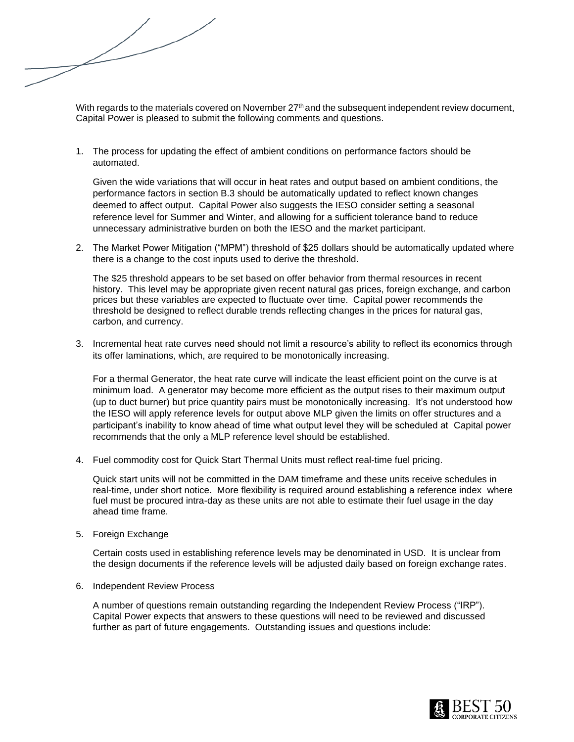With regards to the materials covered on November 27th and the subsequent independent review document, Capital Power is pleased to submit the following comments and questions.

1. The process for updating the effect of ambient conditions on performance factors should be automated.

   Given the wide variations that will occur in heat rates and output based on ambient conditions, the performance factors in section B.3 should be automatically updated to reflect known changes deemed to affect output. Capital Power also suggests the IESO consider setting a seasonal reference level for Summer and Winter, and allowing for a sufficient tolerance band to reduce unnecessary administrative burden on both the IESO and the market participant.

2. The Market Power Mitigation ("MPM") threshold of $25 dollars should be automatically updated where there is a change to the cost inputs used to derive the threshold.

   The $25 threshold appears to be set based on offer behavior from thermal resources in recent history. This level may be appropriate given recent natural gas prices, foreign exchange, and carbon prices but these variables are expected to fluctuate over time. Capital power recommends the threshold be designed to reflect durable trends reflecting changes in the prices for natural gas, carbon, and currency.

3. Incremental heat rate curves need should not limit a resource's ability to reflect its economics through its offer laminations, which, are required to be monotonically increasing.

   For a thermal Generator, the heat rate curve will indicate the least efficient point on the curve is at minimum load. A generator may become more efficient as the output rises to their maximum output (up to duct burner) but price quantity pairs must be monotonically increasing. It's not understood how the IESO will apply reference levels for output above MLP given the limits on offer structures and a participant's inability to know ahead of time what output level they will be scheduled at Capital power recommends that the only a MLP reference level should be established.

4. Fuel commodity cost for Quick Start Thermal Units must reflect real-time fuel pricing.

   Quick start units will not be committed in the DAM timeframe and these units receive schedules in real-time, under short notice. More flexibility is required around establishing a reference index where fuel must be procured intra-day as these units are not able to estimate their fuel usage in the day ahead time frame.

5. Foreign Exchange

   Certain costs used in establishing reference levels may be denominated in USD. It is unclear from the design documents if the reference levels will be adjusted daily based on foreign exchange rates.

6. Independent Review Process

   A number of questions remain outstanding regarding the Independent Review Process ("IRP"). Capital Power expects that answers to these questions will need to be reviewed and discussed further as part of future engagements. Outstanding issues and questions include: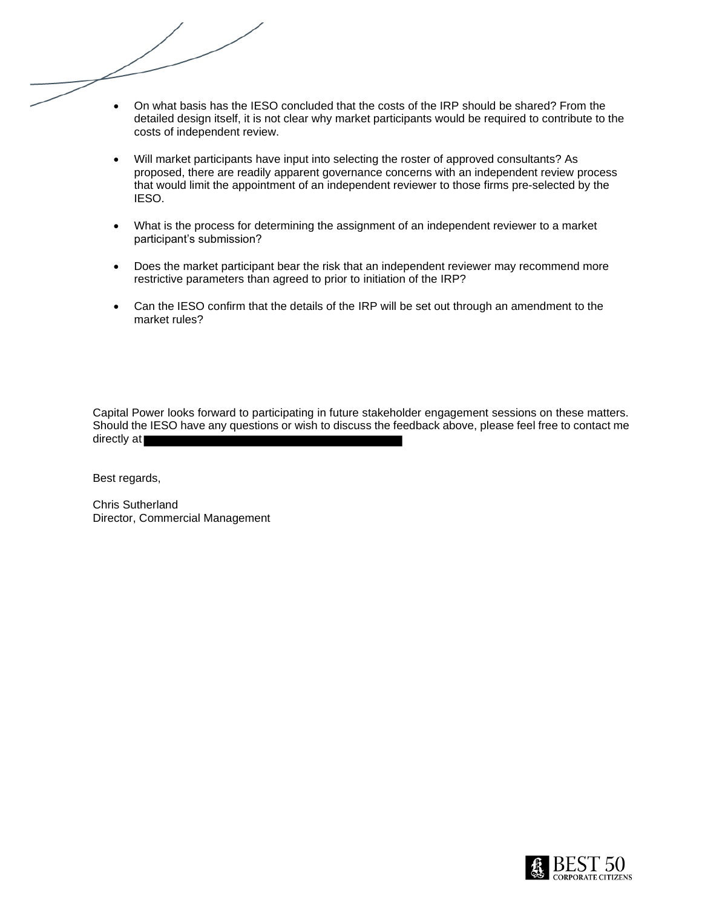- On what basis has the IESO concluded that the costs of the IRP should be shared? From the detailed design itself, it is not clear why market participants would be required to contribute to the costs of independent review.

- Will market participants have input into selecting the roster of approved consultants? As proposed, there are readily apparent governance concerns with an independent review process that would limit the appointment of an independent reviewer to those firms pre-selected by the IESO.

- What is the process for determining the assignment of an independent reviewer to a market participant's submission?

- Does the market participant bear the risk that an independent reviewer may recommend more restrictive parameters than agreed to prior to initiation of the IRP?

- Can the IESO confirm that the details of the IRP will be set out through an amendment to the market rules?

Capital Power looks forward to participating in future stakeholder engagement sessions on these matters. Should the IESO have any questions or wish to discuss the feedback above, please feel free to contact me directly at

Best regards,

Chris Sutherland
Director, Commercial Management

BEST 50 CORPORATE CITIZENS